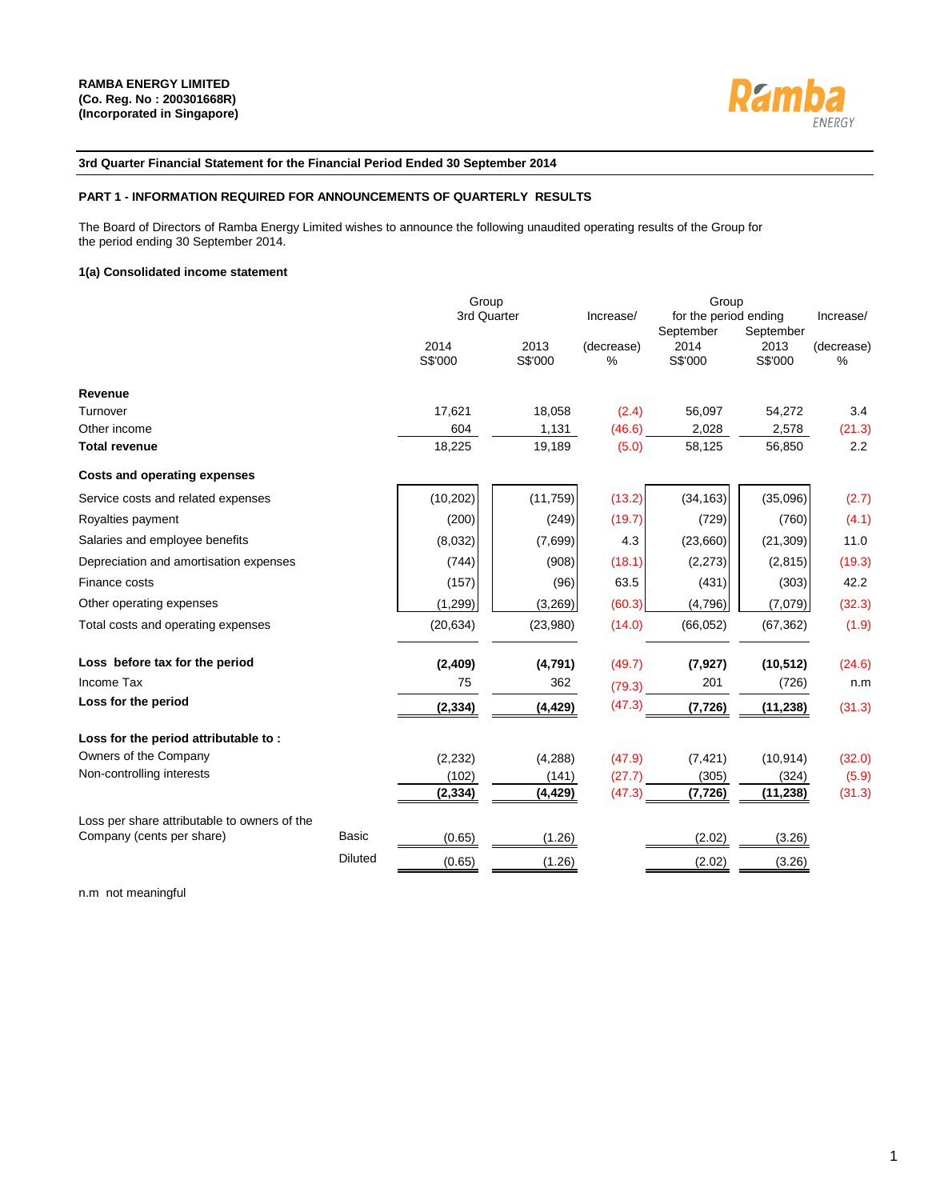**RAMBA ENERGY LIMITED**
**(Co. Reg. No : 200301668R)**
**(Incorporated in Singapore)**

Ramba ENERGY

**3rd Quarter Financial Statement for the Financial Period Ended 30 September 2014**

**PART 1 - INFORMATION REQUIRED FOR ANNOUNCEMENTS OF QUARTERLY RESULTS**

The Board of Directors of Ramba Energy Limited wishes to announce the following unaudited operating results of the Group for the period ending 30 September 2014.

**1(a) Consolidated income statement**

| | | Group 3rd Quarter | | Increase/ | Group for the period ending | | Increase/ |
|---|---|---|---|---|---|---|---|
| | | 2014 S$'000 | 2013 S$'000 | (decrease) % | September 2014 S$'000 | September 2013 S$'000 | (decrease) % |
| **Revenue** | | | | | | | |
| Turnover | | 17,621 | 18,058 | (2.4) | 56,097 | 54,272 | 3.4 |
| Other income | | 604 | 1,131 | (46.6) | 2,028 | 2,578 | (21.3) |
| **Total revenue** | | 18,225 | 19,189 | (5.0) | 58,125 | 56,850 | 2.2 |
| **Costs and operating expenses** | | | | | | | |
| Service costs and related expenses | | (10,202) | (11,759) | (13.2) | (34,163) | (35,096) | (2.7) |
| Royalties payment | | (200) | (249) | (19.7) | (729) | (760) | (4.1) |
| Salaries and employee benefits | | (8,032) | (7,699) | 4.3 | (23,660) | (21,309) | 11.0 |
| Depreciation and amortisation expenses | | (744) | (908) | (18.1) | (2,273) | (2,815) | (19.3) |
| Finance costs | | (157) | (96) | 63.5 | (431) | (303) | 42.2 |
| Other operating expenses | | (1,299) | (3,269) | (60.3) | (4,796) | (7,079) | (32.3) |
| Total costs and operating expenses | | (20,634) | (23,980) | (14.0) | (66,052) | (67,362) | (1.9) |
| **Loss before tax for the period** | | **(2,409)** | **(4,791)** | (49.7) | **(7,927)** | **(10,512)** | (24.6) |
| Income Tax | | 75 | 362 | (79.3) | 201 | (726) | n.m |
| **Loss for the period** | | **(2,334)** | **(4,429)** | (47.3) | **(7,726)** | **(11,238)** | (31.3) |
| **Loss for the period attributable to :** | | | | | | | |
| Owners of the Company | | (2,232) | (4,288) | (47.9) | (7,421) | (10,914) | (32.0) |
| Non-controlling interests | | (102) | (141) | (27.7) | (305) | (324) | (5.9) |
| | | **(2,334)** | **(4,429)** | (47.3) | **(7,726)** | **(11,238)** | (31.3) |
| Loss per share attributable to owners of the Company (cents per share) | Basic | (0.65) | (1.26) | | (2.02) | (3.26) | |
| | Diluted | (0.65) | (1.26) | | (2.02) | (3.26) | |

n.m not meaningful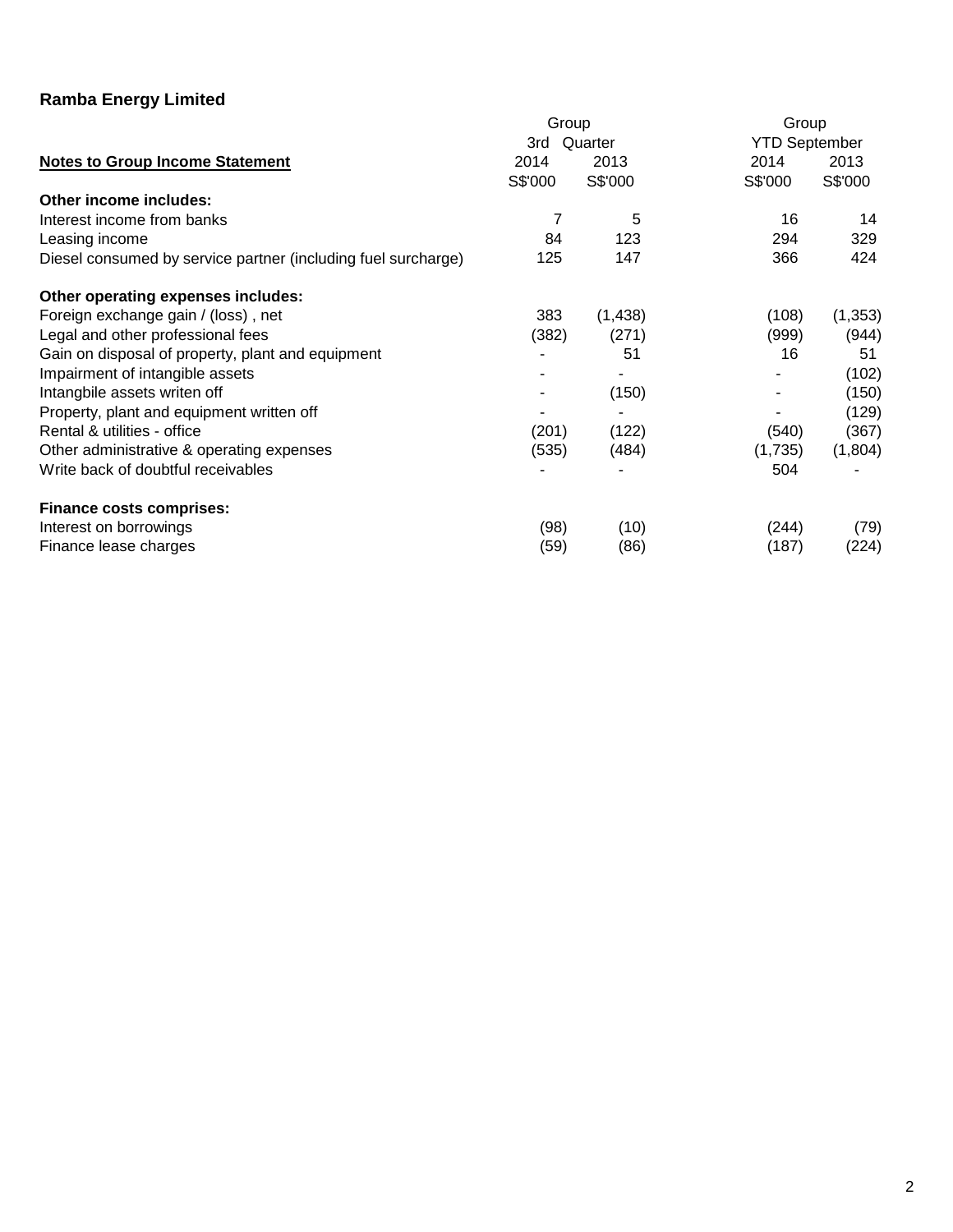**Ramba Energy Limited**

| **Notes to Group Income Statement** | Group 3rd Quarter 2014 S$'000 | Group 3rd Quarter 2013 S$'000 | Group YTD September 2014 S$'000 | Group YTD September 2013 S$'000 |
|---|---|---|---|---|
| **Other income includes:** | | | | |
| Interest income from banks | 7 | 5 | 16 | 14 |
| Leasing income | 84 | 123 | 294 | 329 |
| Diesel consumed by service partner (including fuel surcharge) | 125 | 147 | 366 | 424 |
| **Other operating expenses includes:** | | | | |
| Foreign exchange gain / (loss) , net | 383 | (1,438) | (108) | (1,353) |
| Legal and other professional fees | (382) | (271) | (999) | (944) |
| Gain on disposal of property, plant and equipment | - | 51 | 16 | 51 |
| Impairment of intangible assets | - | - | - | (102) |
| Intangbile assets writen off | - | (150) | - | (150) |
| Property, plant and equipment written off | - | - | - | (129) |
| Rental & utilities - office | (201) | (122) | (540) | (367) |
| Other administrative & operating expenses | (535) | (484) | (1,735) | (1,804) |
| Write back of doubtful receivables | - | - | 504 | - |
| **Finance costs comprises:** | | | | |
| Interest on borrowings | (98) | (10) | (244) | (79) |
| Finance lease charges | (59) | (86) | (187) | (224) |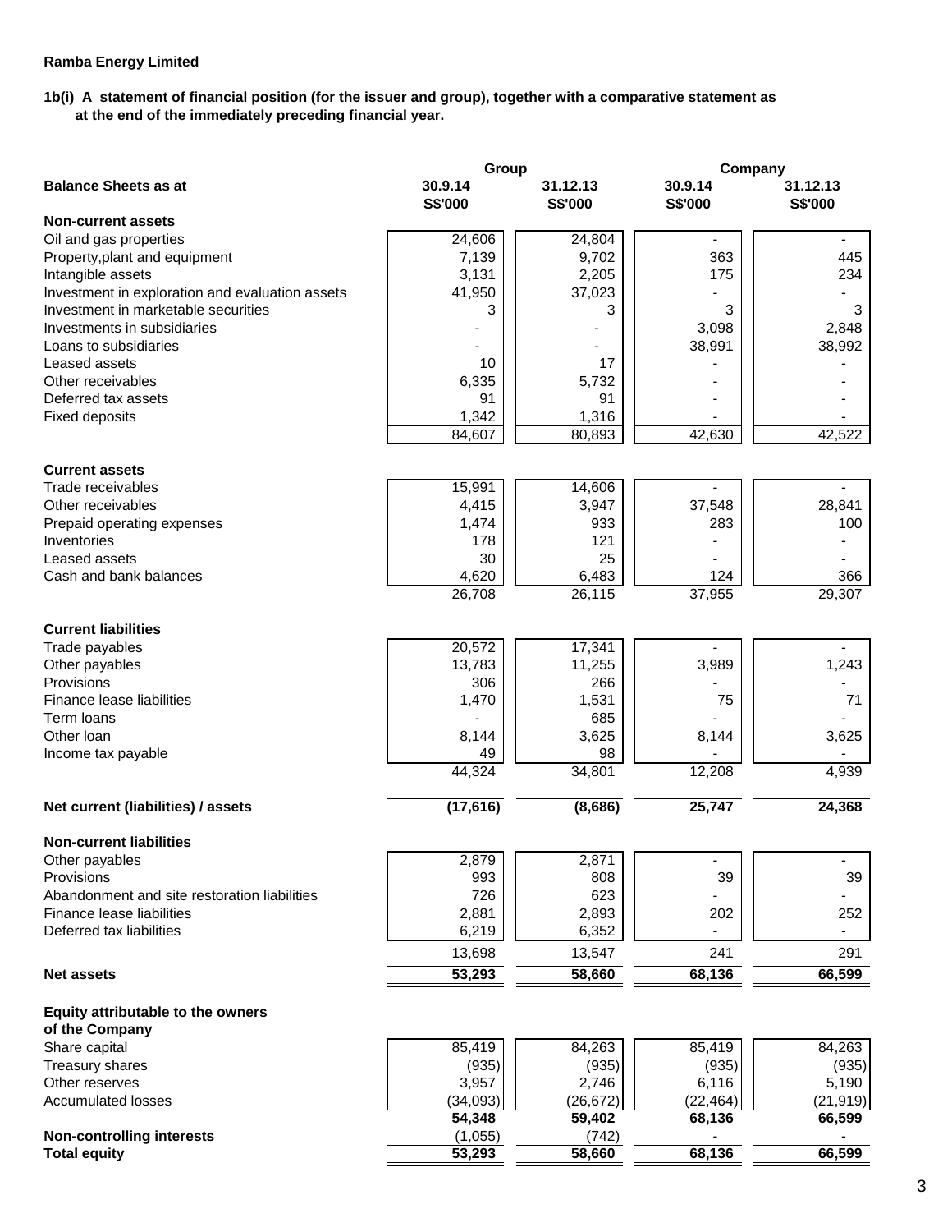**Ramba Energy Limited**

**1b(i) A statement of financial position (for the issuer and group), together with a comparative statement as at the end of the immediately preceding financial year.**

| | Group | | Company | |
|---|---|---|---|---|
| **Balance Sheets as at** | **30.9.14** | **31.12.13** | **30.9.14** | **31.12.13** |
| | **S$'000** | **S$'000** | **S$'000** | **S$'000** |
| **Non-current assets** | | | | |
| Oil and gas properties | 24,606 | 24,804 | - | - |
| Property,plant and equipment | 7,139 | 9,702 | 363 | 445 |
| Intangible assets | 3,131 | 2,205 | 175 | 234 |
| Investment in exploration and evaluation assets | 41,950 | 37,023 | - | - |
| Investment in marketable securities | 3 | 3 | 3 | 3 |
| Investments in subsidiaries | - | - | 3,098 | 2,848 |
| Loans to subsidiaries | - | - | 38,991 | 38,992 |
| Leased assets | 10 | 17 | - | - |
| Other receivables | 6,335 | 5,732 | - | - |
| Deferred tax assets | 91 | 91 | - | - |
| Fixed deposits | 1,342 | 1,316 | - | - |
| | 84,607 | 80,893 | 42,630 | 42,522 |
| **Current assets** | | | | |
| Trade receivables | 15,991 | 14,606 | - | - |
| Other receivables | 4,415 | 3,947 | 37,548 | 28,841 |
| Prepaid operating expenses | 1,474 | 933 | 283 | 100 |
| Inventories | 178 | 121 | - | - |
| Leased assets | 30 | 25 | - | - |
| Cash and bank balances | 4,620 | 6,483 | 124 | 366 |
| | 26,708 | 26,115 | 37,955 | 29,307 |
| **Current liabilities** | | | | |
| Trade payables | 20,572 | 17,341 | - | - |
| Other payables | 13,783 | 11,255 | 3,989 | 1,243 |
| Provisions | 306 | 266 | - | - |
| Finance lease liabilities | 1,470 | 1,531 | 75 | 71 |
| Term loans | - | 685 | - | - |
| Other loan | 8,144 | 3,625 | 8,144 | 3,625 |
| Income tax payable | 49 | 98 | - | - |
| | 44,324 | 34,801 | 12,208 | 4,939 |
| **Net current (liabilities) / assets** | **(17,616)** | **(8,686)** | **25,747** | **24,368** |
| **Non-current liabilities** | | | | |
| Other payables | 2,879 | 2,871 | - | - |
| Provisions | 993 | 808 | 39 | 39 |
| Abandonment and site restoration liabilities | 726 | 623 | - | - |
| Finance lease liabilities | 2,881 | 2,893 | 202 | 252 |
| Deferred tax liabilities | 6,219 | 6,352 | - | - |
| | 13,698 | 13,547 | 241 | 291 |
| **Net assets** | **53,293** | **58,660** | **68,136** | **66,599** |
| **Equity attributable to the owners of the Company** | | | | |
| Share capital | 85,419 | 84,263 | 85,419 | 84,263 |
| Treasury shares | (935) | (935) | (935) | (935) |
| Other reserves | 3,957 | 2,746 | 6,116 | 5,190 |
| Accumulated losses | (34,093) | (26,672) | (22,464) | (21,919) |
| | **54,348** | **59,402** | **68,136** | **66,599** |
| **Non-controlling interests** | (1,055) | (742) | - | - |
| **Total equity** | **53,293** | **58,660** | **68,136** | **66,599** |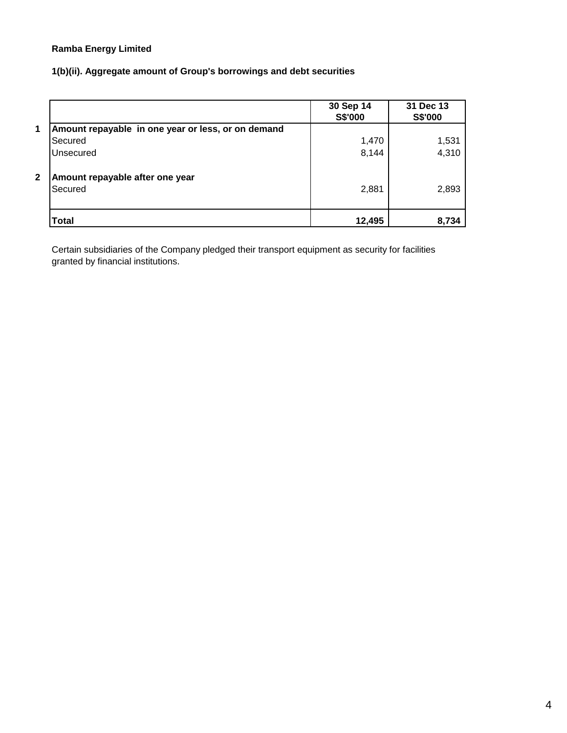**Ramba Energy Limited**

**1(b)(ii). Aggregate amount of Group's borrowings and debt securities**

| | | 30 Sep 14 S$'000 | 31 Dec 13 S$'000 |
|---|---|---|---|
| **1** | **Amount repayable in one year or less, or on demand** | | |
| | Secured | 1,470 | 1,531 |
| | Unsecured | 8,144 | 4,310 |
| **2** | **Amount repayable after one year** | | |
| | Secured | 2,881 | 2,893 |
| | **Total** | **12,495** | **8,734** |

Certain subsidiaries of the Company pledged their transport equipment as security for facilities granted by financial institutions.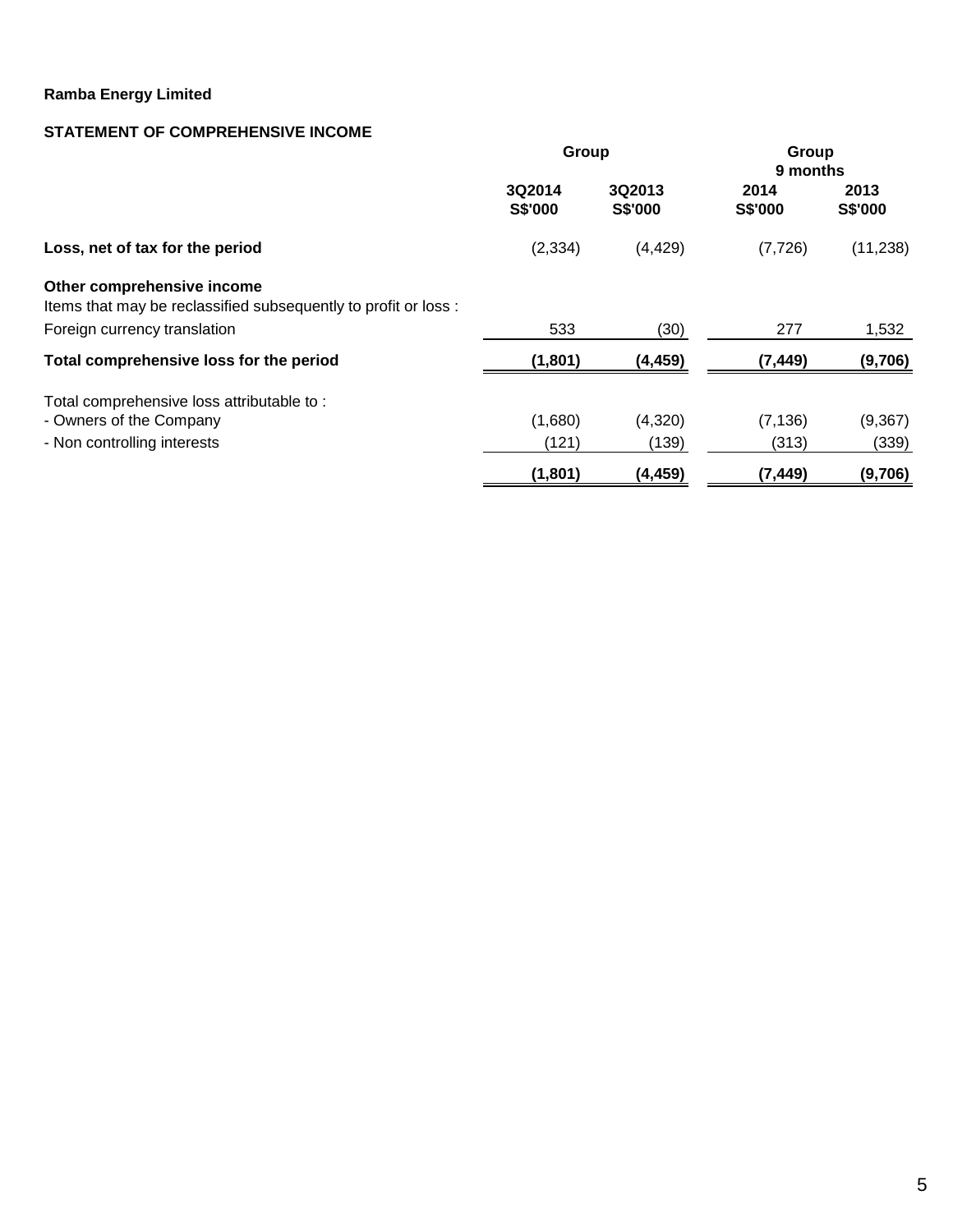**Ramba Energy Limited**

**STATEMENT OF COMPREHENSIVE INCOME**

| | Group | | Group 9 months | |
|---|---|---|---|---|
| | **3Q2014 S$'000** | **3Q2013 S$'000** | **2014 S$'000** | **2013 S$'000** |
| **Loss, net of tax for the period** | (2,334) | (4,429) | (7,726) | (11,238) |
| **Other comprehensive income** | | | | |
| Items that may be reclassified subsequently to profit or loss : | | | | |
| Foreign currency translation | 533 | (30) | 277 | 1,532 |
| **Total comprehensive loss for the period** | **(1,801)** | **(4,459)** | **(7,449)** | **(9,706)** |
| Total comprehensive loss attributable to : | | | | |
| - Owners of the Company | (1,680) | (4,320) | (7,136) | (9,367) |
| - Non controlling interests | (121) | (139) | (313) | (339) |
| | **(1,801)** | **(4,459)** | **(7,449)** | **(9,706)** |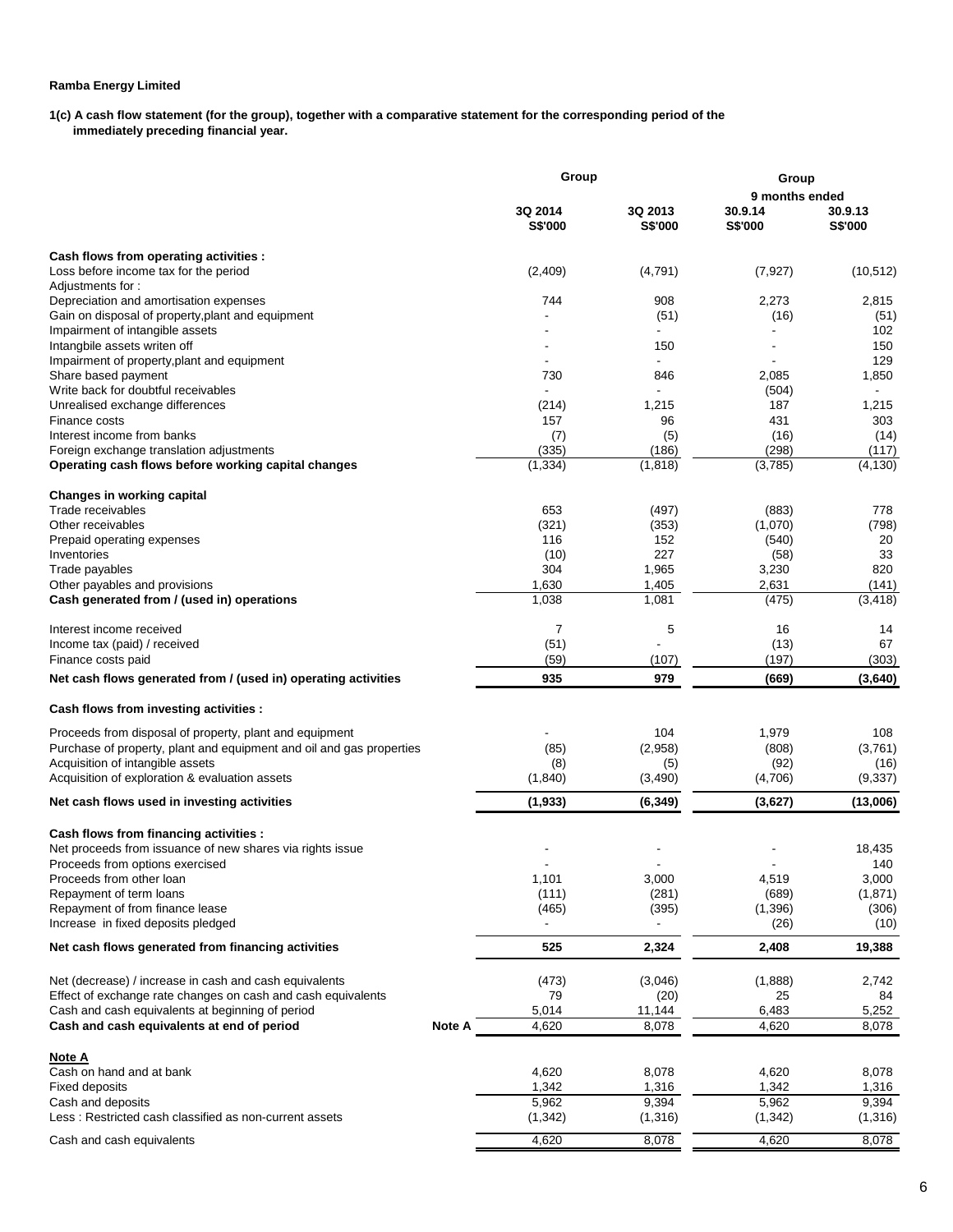**Ramba Energy Limited**

**1(c) A cash flow statement (for the group), together with a comparative statement for the corresponding period of the immediately preceding financial year.**

| | | Group | | Group | |
|---|---|---|---|---|---|
| | | | | 9 months ended | |
| | | 3Q 2014 | 3Q 2013 | 30.9.14 | 30.9.13 |
| | | S$'000 | S$'000 | S$'000 | S$'000 |
| **Cash flows from operating activities :** | | | | | |
| Loss before income tax for the period | | (2,409) | (4,791) | (7,927) | (10,512) |
| Adjustments for : | | | | | |
| Depreciation and amortisation expenses | | 744 | 908 | 2,273 | 2,815 |
| Gain on disposal of property,plant and equipment | | - | (51) | (16) | (51) |
| Impairment of intangible assets | | - | - | - | 102 |
| Intangbile assets writen off | | - | 150 | - | 150 |
| Impairment of property,plant and equipment | | - | - | - | 129 |
| Share based payment | | 730 | 846 | 2,085 | 1,850 |
| Write back for doubtful receivables | | - | - | (504) | - |
| Unrealised exchange differences | | (214) | 1,215 | 187 | 1,215 |
| Finance costs | | 157 | 96 | 431 | 303 |
| Interest income from banks | | (7) | (5) | (16) | (14) |
| Foreign exchange translation adjustments | | (335) | (186) | (298) | (117) |
| **Operating cash flows before working capital changes** | | (1,334) | (1,818) | (3,785) | (4,130) |
| **Changes in working capital** | | | | | |
| Trade receivables | | 653 | (497) | (883) | 778 |
| Other receivables | | (321) | (353) | (1,070) | (798) |
| Prepaid operating expenses | | 116 | 152 | (540) | 20 |
| Inventories | | (10) | 227 | (58) | 33 |
| Trade payables | | 304 | 1,965 | 3,230 | 820 |
| Other payables and provisions | | 1,630 | 1,405 | 2,631 | (141) |
| **Cash generated from / (used in) operations** | | 1,038 | 1,081 | (475) | (3,418) |
| Interest income received | | 7 | 5 | 16 | 14 |
| Income tax (paid) / received | | (51) | - | (13) | 67 |
| Finance costs paid | | (59) | (107) | (197) | (303) |
| **Net cash flows generated from / (used in) operating activities** | | **935** | **979** | **(669)** | **(3,640)** |
| **Cash flows from investing activities :** | | | | | |
| Proceeds from disposal of property, plant and equipment | | - | 104 | 1,979 | 108 |
| Purchase of property, plant and equipment and oil and gas properties | | (85) | (2,958) | (808) | (3,761) |
| Acquisition of intangible assets | | (8) | (5) | (92) | (16) |
| Acquisition of exploration & evaluation assets | | (1,840) | (3,490) | (4,706) | (9,337) |
| **Net cash flows used in investing activities** | | **(1,933)** | **(6,349)** | **(3,627)** | **(13,006)** |
| **Cash flows from financing activities :** | | | | | |
| Net proceeds from issuance of new shares via rights issue | | - | - | - | 18,435 |
| Proceeds from options exercised | | - | - | - | 140 |
| Proceeds from other loan | | 1,101 | 3,000 | 4,519 | 3,000 |
| Repayment of term loans | | (111) | (281) | (689) | (1,871) |
| Repayment of from finance lease | | (465) | (395) | (1,396) | (306) |
| Increase in fixed deposits pledged | | - | - | (26) | (10) |
| **Net cash flows generated from financing activities** | | **525** | **2,324** | **2,408** | **19,388** |
| Net (decrease) / increase in cash and cash equivalents | | (473) | (3,046) | (1,888) | 2,742 |
| Effect of exchange rate changes on cash and cash equivalents | | 79 | (20) | 25 | 84 |
| Cash and cash equivalents at beginning of period | | 5,014 | 11,144 | 6,483 | 5,252 |
| **Cash and cash equivalents at end of period** | **Note A** | 4,620 | 8,078 | 4,620 | 8,078 |
| **Note A** | | | | | |
| Cash on hand and at bank | | 4,620 | 8,078 | 4,620 | 8,078 |
| Fixed deposits | | 1,342 | 1,316 | 1,342 | 1,316 |
| Cash and deposits | | 5,962 | 9,394 | 5,962 | 9,394 |
| Less : Restricted cash classified as non-current assets | | (1,342) | (1,316) | (1,342) | (1,316) |
| Cash and cash equivalents | | 4,620 | 8,078 | 4,620 | 8,078 |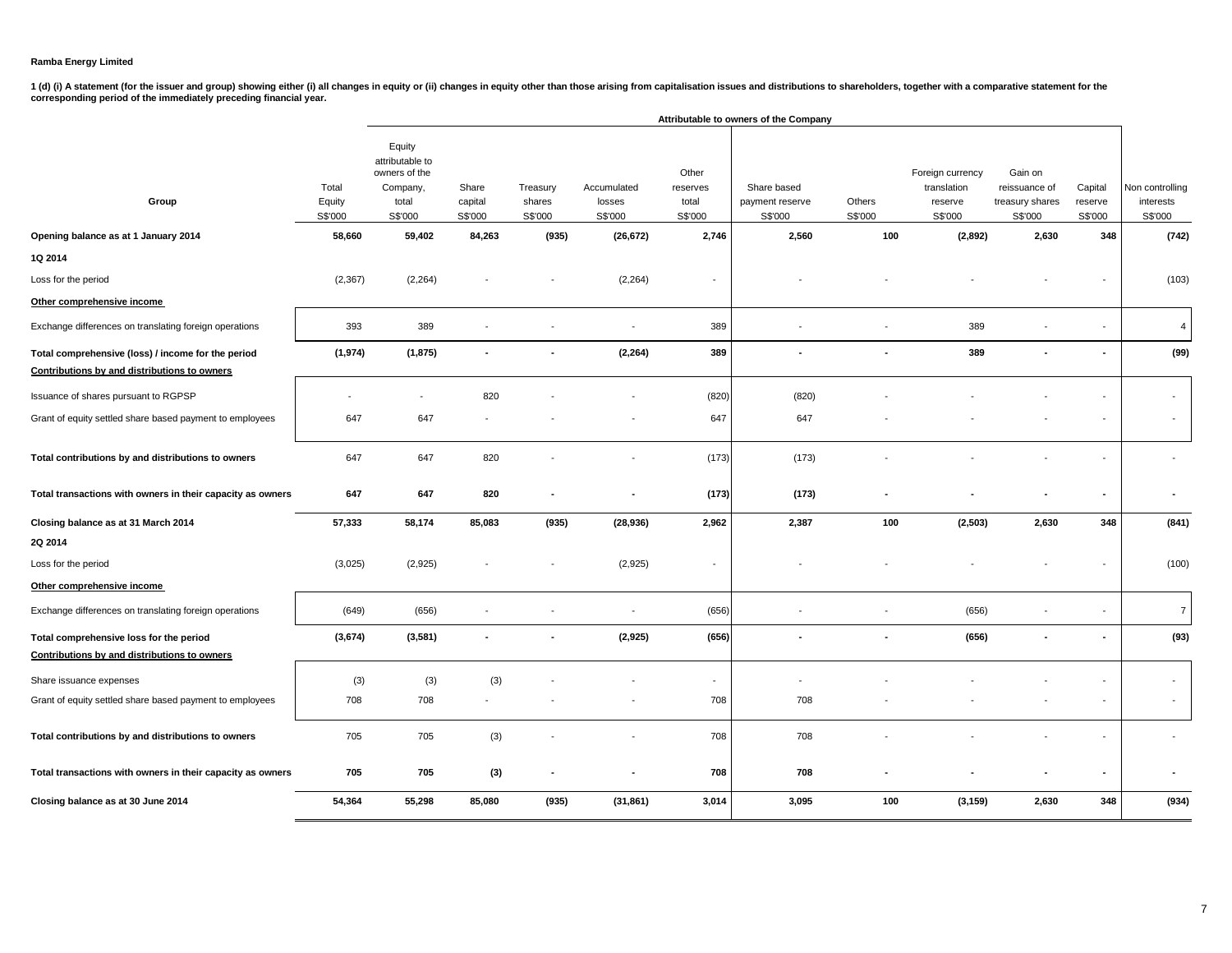**Ramba Energy Limited**

**1 (d) (i) A statement (for the issuer and group) showing either (i) all changes in equity or (ii) changes in equity other than those arising from capitalisation issues and distributions to shareholders, together with a comparative statement for the corresponding period of the immediately preceding financial year.**

| | | Attributable to owners of the Company | | | | | | | | | | |
|---|---|---|---|---|---|---|---|---|---|---|---|---|
| **Group** | Total Equity S$'000 | Equity attributable to owners of the Company, total S$'000 | Share capital S$'000 | Treasury shares S$'000 | Accumulated losses S$'000 | Other reserves total S$'000 | Share based payment reserve S$'000 | Others S$'000 | Foreign currency translation reserve S$'000 | Gain on reissuance of treasury shares S$'000 | Capital reserve S$'000 | Non controlling interests S$'000 |
| **Opening balance as at 1 January 2014** | **58,660** | **59,402** | **84,263** | **(935)** | **(26,672)** | **2,746** | **2,560** | **100** | **(2,892)** | **2,630** | **348** | **(742)** |
| **1Q 2014** | | | | | | | | | | | | |
| Loss for the period | (2,367) | (2,264) | - | - | (2,264) | - | - | - | - | - | - | (103) |
| **Other comprehensive income** | | | | | | | | | | | | |
| Exchange differences on translating foreign operations | 393 | 389 | - | - | - | 389 | - | - | 389 | - | - | 4 |
| **Total comprehensive (loss) / income for the period** | **(1,974)** | **(1,875)** | **-** | **-** | **(2,264)** | **389** | **-** | **-** | **389** | **-** | **-** | **(99)** |
| **Contributions by and distributions to owners** | | | | | | | | | | | | |
| Issuance of shares pursuant to RGPSP | - | - | 820 | - | - | (820) | (820) | - | - | - | - | - |
| Grant of equity settled share based payment to employees | 647 | 647 | - | - | - | 647 | 647 | - | - | - | - | - |
| **Total contributions by and distributions to owners** | 647 | 647 | 820 | - | - | (173) | (173) | - | - | - | - | - |
| **Total transactions with owners in their capacity as owners** | **647** | **647** | **820** | **-** | **-** | **(173)** | **(173)** | **-** | **-** | **-** | **-** | **-** |
| **Closing balance as at 31 March 2014** | **57,333** | **58,174** | **85,083** | **(935)** | **(28,936)** | **2,962** | **2,387** | **100** | **(2,503)** | **2,630** | **348** | **(841)** |
| **2Q 2014** | | | | | | | | | | | | |
| Loss for the period | (3,025) | (2,925) | - | - | (2,925) | - | - | - | - | - | - | (100) |
| **Other comprehensive income** | | | | | | | | | | | | |
| Exchange differences on translating foreign operations | (649) | (656) | - | - | - | (656) | - | - | (656) | - | - | 7 |
| **Total comprehensive loss for the period** | **(3,674)** | **(3,581)** | **-** | **-** | **(2,925)** | **(656)** | **-** | **-** | **(656)** | **-** | **-** | **(93)** |
| **Contributions by and distributions to owners** | | | | | | | | | | | | |
| Share issuance expenses | (3) | (3) | (3) | - | - | - | - | - | - | - | - | - |
| Grant of equity settled share based payment to employees | 708 | 708 | - | - | - | 708 | 708 | - | - | - | - | - |
| **Total contributions by and distributions to owners** | 705 | 705 | (3) | - | - | 708 | 708 | - | - | - | - | - |
| **Total transactions with owners in their capacity as owners** | **705** | **705** | **(3)** | **-** | **-** | **708** | **708** | **-** | **-** | **-** | **-** | **-** |
| **Closing balance as at 30 June 2014** | **54,364** | **55,298** | **85,080** | **(935)** | **(31,861)** | **3,014** | **3,095** | **100** | **(3,159)** | **2,630** | **348** | **(934)** |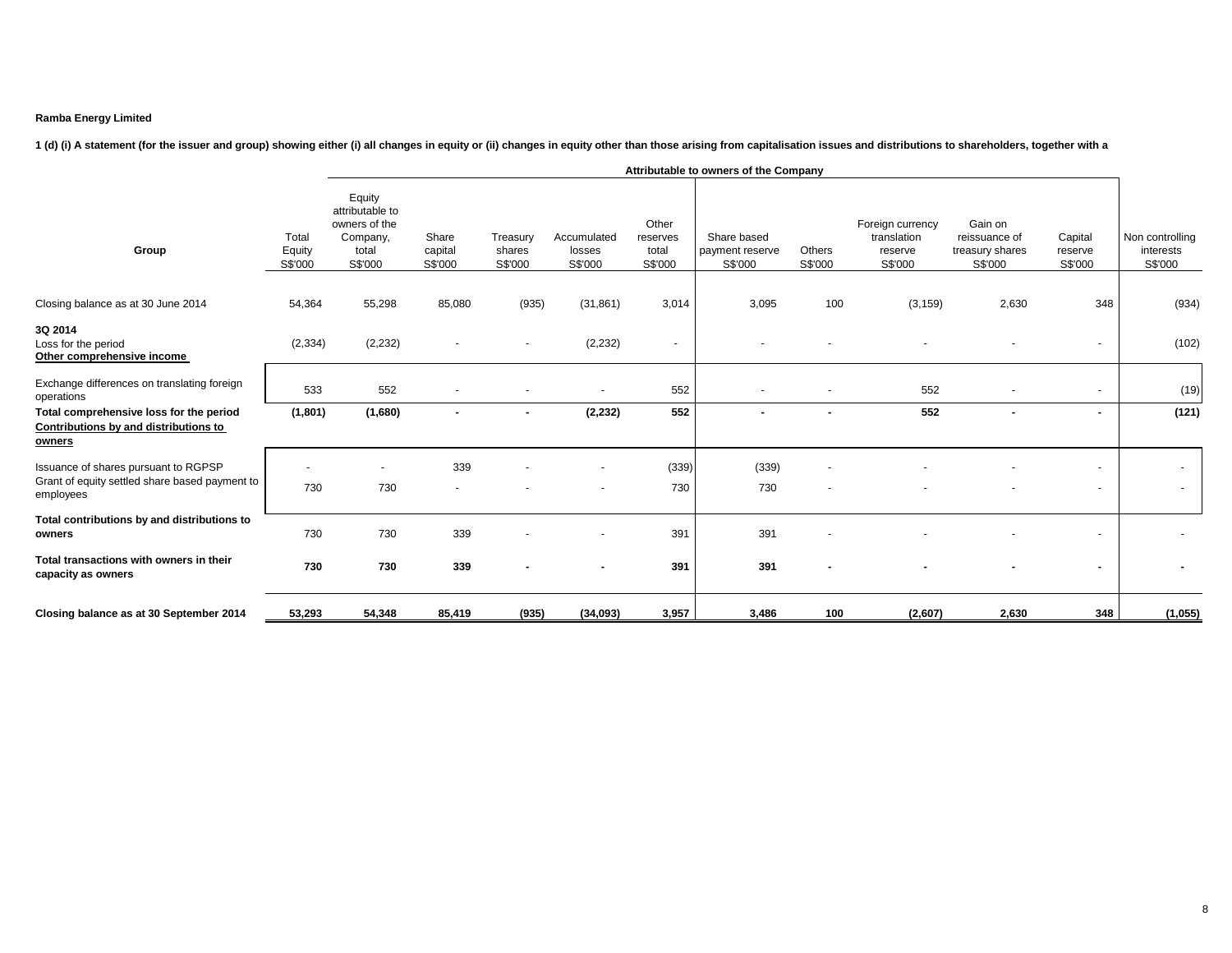**Ramba Energy Limited**

**1 (d) (i) A statement (for the issuer and group) showing either (i) all changes in equity or (ii) changes in equity other than those arising from capitalisation issues and distributions to shareholders, together with a**

| Group | Total Equity S$'000 | Equity attributable to owners of the Company, total S$'000 | Share capital S$'000 | Treasury shares S$'000 | Accumulated losses S$'000 | Other reserves total S$'000 | Share based payment reserve S$'000 | Others S$'000 | Foreign currency translation reserve S$'000 | Gain on reissuance of treasury shares S$'000 | Capital reserve S$'000 | Non controlling interests S$'000 |
|---|---|---|---|---|---|---|---|---|---|---|---|---|
| | | Attributable to owners of the Company | | | | | | | | | | |
| Closing balance as at 30 June 2014 | 54,364 | 55,298 | 85,080 | (935) | (31,861) | 3,014 | 3,095 | 100 | (3,159) | 2,630 | 348 | (934) |
| **3Q 2014** | | | | | | | | | | | | |
| Loss for the period | (2,334) | (2,232) | - | - | (2,232) | - | - | - | - | - | - | (102) |
| **Other comprehensive income** | | | | | | | | | | | | |
| Exchange differences on translating foreign operations | 533 | 552 | - | - | - | 552 | - | - | 552 | - | - | (19) |
| **Total comprehensive loss for the period** | **(1,801)** | **(1,680)** | **-** | **-** | **(2,232)** | **552** | **-** | **-** | **552** | **-** | **-** | **(121)** |
| **Contributions by and distributions to owners** | | | | | | | | | | | | |
| Issuance of shares pursuant to RGPSP | - | - | 339 | - | - | (339) | (339) | - | - | - | - | - |
| Grant of equity settled share based payment to employees | 730 | 730 | - | - | - | 730 | 730 | - | - | - | - | - |
| **Total contributions by and distributions to owners** | 730 | 730 | 339 | - | - | 391 | 391 | - | - | - | - | - |
| **Total transactions with owners in their capacity as owners** | **730** | **730** | **339** | **-** | **-** | **391** | **391** | **-** | **-** | **-** | **-** | **-** |
| **Closing balance as at 30 September 2014** | **53,293** | **54,348** | **85,419** | **(935)** | **(34,093)** | **3,957** | **3,486** | **100** | **(2,607)** | **2,630** | **348** | **(1,055)** |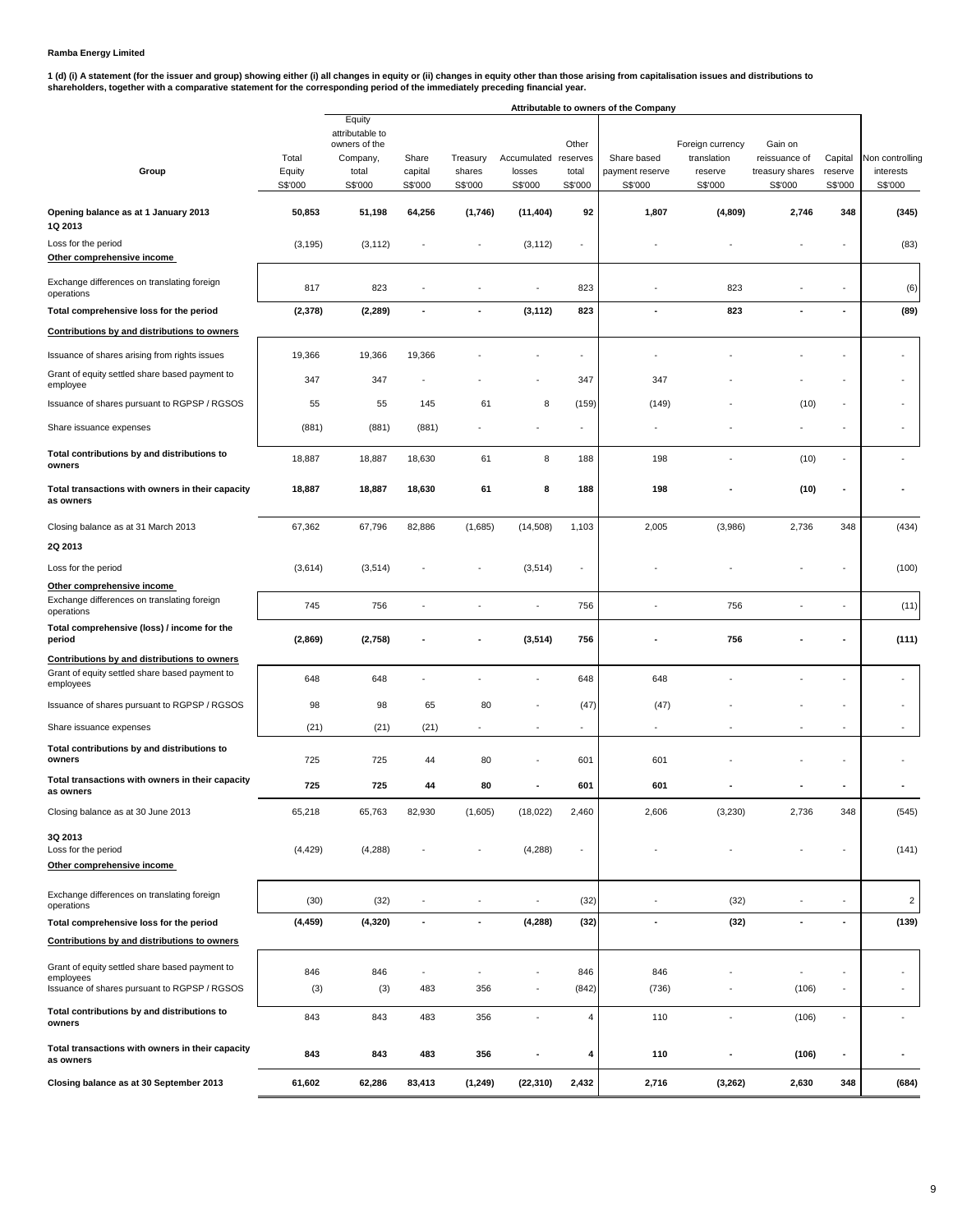**Ramba Energy Limited**

**1 (d) (i) A statement (for the issuer and group) showing either (i) all changes in equity or (ii) changes in equity other than those arising from capitalisation issues and distributions to shareholders, together with a comparative statement for the corresponding period of the immediately preceding financial year.**

| Group | Total Equity S$'000 | Equity attributable to owners of the Company, total S$'000 | Share capital S$'000 | Treasury shares S$'000 | Accumulated losses S$'000 | Other reserves total S$'000 | Share based payment reserve S$'000 | Foreign currency translation reserve S$'000 | Gain on reissuance of treasury shares S$'000 | Capital reserve S$'000 | Non controlling interests S$'000 |
|---|---|---|---|---|---|---|---|---|---|---|---|
| | | Attributable to owners of the Company | | | | | | | | | |
| **Opening balance as at 1 January 2013** | **50,853** | **51,198** | **64,256** | **(1,746)** | **(11,404)** | **92** | **1,807** | **(4,809)** | **2,746** | **348** | **(345)** |
| **1Q 2013** | | | | | | | | | | | |
| Loss for the period | (3,195) | (3,112) | - | - | (3,112) | - | - | - | - | - | (83) |
| **Other comprehensive income** | | | | | | | | | | | |
| Exchange differences on translating foreign operations | 817 | 823 | - | - | - | 823 | - | 823 | - | - | (6) |
| **Total comprehensive loss for the period** | **(2,378)** | **(2,289)** | **-** | **-** | **(3,112)** | **823** | **-** | **823** | **-** | **-** | **(89)** |
| **Contributions by and distributions to owners** | | | | | | | | | | | |
| Issuance of shares arising from rights issues | 19,366 | 19,366 | 19,366 | - | - | - | - | - | - | - | - |
| Grant of equity settled share based payment to employee | 347 | 347 | - | - | - | 347 | 347 | - | - | - | - |
| Issuance of shares pursuant to RGPSP / RGSOS | 55 | 55 | 145 | 61 | 8 | (159) | (149) | - | (10) | - | - |
| Share issuance expenses | (881) | (881) | (881) | - | - | - | - | - | - | - | - |
| **Total contributions by and distributions to owners** | 18,887 | 18,887 | 18,630 | 61 | 8 | 188 | 198 | - | (10) | - | - |
| **Total transactions with owners in their capacity as owners** | **18,887** | **18,887** | **18,630** | **61** | **8** | **188** | **198** | **-** | **(10)** | **-** | **-** |
| Closing balance as at 31 March 2013 | 67,362 | 67,796 | 82,886 | (1,685) | (14,508) | 1,103 | 2,005 | (3,986) | 2,736 | 348 | (434) |
| **2Q 2013** | | | | | | | | | | | |
| Loss for the period | (3,614) | (3,514) | - | - | (3,514) | - | - | - | - | - | (100) |
| **Other comprehensive income** | | | | | | | | | | | |
| Exchange differences on translating foreign operations | 745 | 756 | - | - | - | 756 | - | 756 | - | - | (11) |
| **Total comprehensive (loss) / income for the period** | **(2,869)** | **(2,758)** | **-** | **-** | **(3,514)** | **756** | **-** | **756** | **-** | **-** | **(111)** |
| **Contributions by and distributions to owners** | | | | | | | | | | | |
| Grant of equity settled share based payment to employees | 648 | 648 | - | - | - | 648 | 648 | - | - | - | - |
| Issuance of shares pursuant to RGPSP / RGSOS | 98 | 98 | 65 | 80 | - | (47) | (47) | - | - | - | - |
| Share issuance expenses | (21) | (21) | (21) | - | - | - | - | - | - | - | - |
| **Total contributions by and distributions to owners** | 725 | 725 | 44 | 80 | - | 601 | 601 | - | - | - | - |
| **Total transactions with owners in their capacity as owners** | **725** | **725** | **44** | **80** | **-** | **601** | **601** | **-** | **-** | **-** | **-** |
| Closing balance as at 30 June 2013 | 65,218 | 65,763 | 82,930 | (1,605) | (18,022) | 2,460 | 2,606 | (3,230) | 2,736 | 348 | (545) |
| **3Q 2013** | | | | | | | | | | | |
| Loss for the period | (4,429) | (4,288) | - | - | (4,288) | - | - | - | - | - | (141) |
| **Other comprehensive income** | | | | | | | | | | | |
| Exchange differences on translating foreign operations | (30) | (32) | - | - | - | (32) | - | (32) | - | - | 2 |
| **Total comprehensive loss for the period** | **(4,459)** | **(4,320)** | **-** | **-** | **(4,288)** | **(32)** | **-** | **(32)** | **-** | **-** | **(139)** |
| **Contributions by and distributions to owners** | | | | | | | | | | | |
| Grant of equity settled share based payment to employees | 846 | 846 | - | - | - | 846 | 846 | - | - | - | - |
| Issuance of shares pursuant to RGPSP / RGSOS | (3) | (3) | 483 | 356 | - | (842) | (736) | - | (106) | - | - |
| **Total contributions by and distributions to owners** | 843 | 843 | 483 | 356 | - | 4 | 110 | - | (106) | - | - |
| **Total transactions with owners in their capacity as owners** | **843** | **843** | **483** | **356** | **-** | **4** | **110** | **-** | **(106)** | **-** | **-** |
| **Closing balance as at 30 September 2013** | **61,602** | **62,286** | **83,413** | **(1,249)** | **(22,310)** | **2,432** | **2,716** | **(3,262)** | **2,630** | **348** | **(684)** |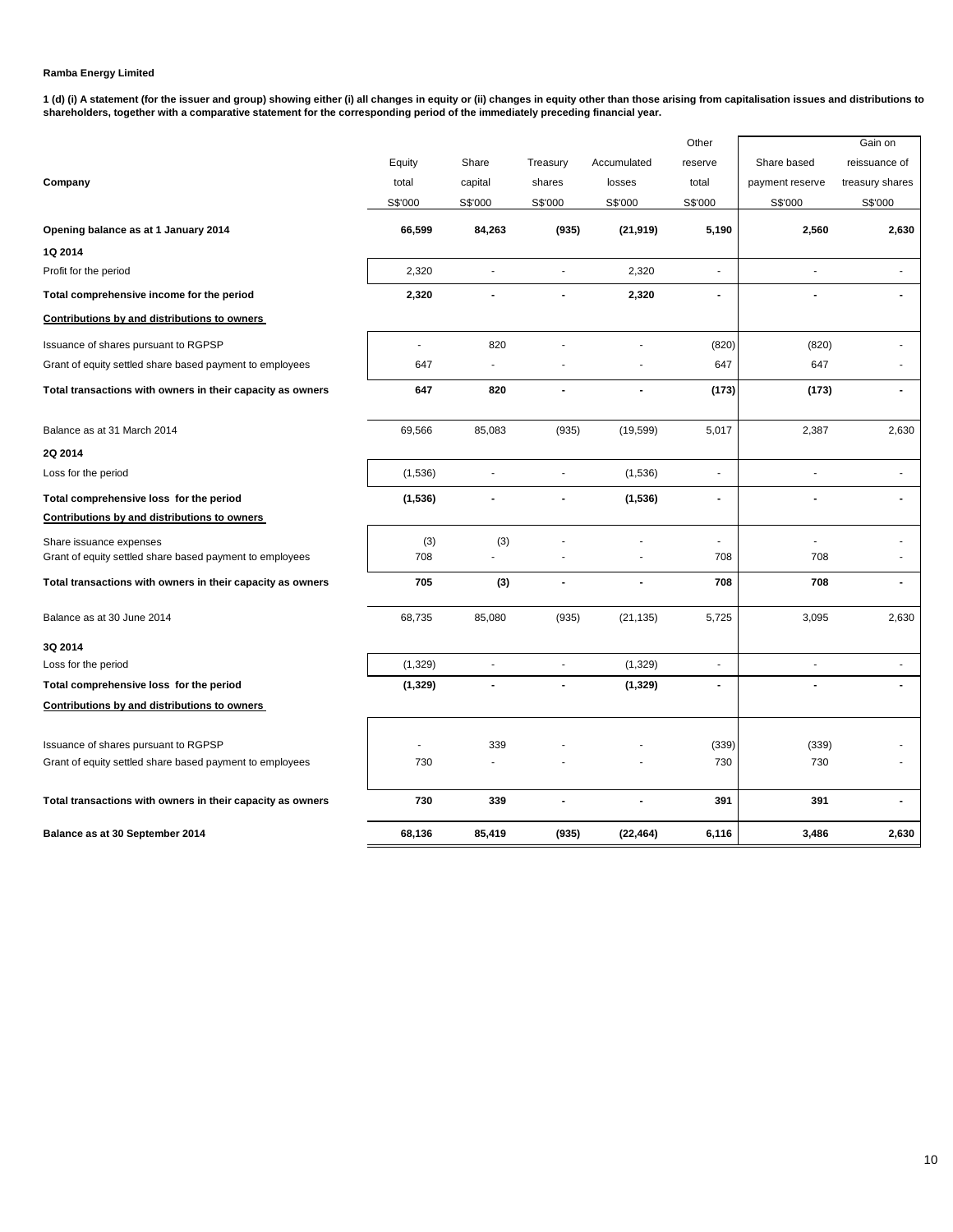**Ramba Energy Limited**

**1 (d) (i) A statement (for the issuer and group) showing either (i) all changes in equity or (ii) changes in equity other than those arising from capitalisation issues and distributions to shareholders, together with a comparative statement for the corresponding period of the immediately preceding financial year.**

| Company | Equity total | Share capital | Treasury shares | Accumulated losses | Other reserve total | Share based payment reserve | Gain on reissuance of treasury shares |
|---|---|---|---|---|---|---|---|
| | S$'000 | S$'000 | S$'000 | S$'000 | S$'000 | S$'000 | S$'000 |
| **Opening balance as at 1 January 2014** | **66,599** | **84,263** | **(935)** | **(21,919)** | **5,190** | **2,560** | **2,630** |
| **1Q 2014** | | | | | | | |
| Profit for the period | 2,320 | - | - | 2,320 | - | - | - |
| **Total comprehensive income for the period** | **2,320** | **-** | **-** | **2,320** | **-** | **-** | **-** |
| **Contributions by and distributions to owners** | | | | | | | |
| Issuance of shares pursuant to RGPSP | - | 820 | - | - | (820) | (820) | - |
| Grant of equity settled share based payment to employees | 647 | - | - | - | 647 | 647 | - |
| **Total transactions with owners in their capacity as owners** | **647** | **820** | **-** | **-** | **(173)** | **(173)** | **-** |
| Balance as at 31 March 2014 | 69,566 | 85,083 | (935) | (19,599) | 5,017 | 2,387 | 2,630 |
| **2Q 2014** | | | | | | | |
| Loss for the period | (1,536) | - | - | (1,536) | - | - | - |
| **Total comprehensive loss for the period** | **(1,536)** | **-** | **-** | **(1,536)** | **-** | **-** | **-** |
| **Contributions by and distributions to owners** | | | | | | | |
| Share issuance expenses | (3) | (3) | - | - | - | - | - |
| Grant of equity settled share based payment to employees | 708 | - | - | - | 708 | 708 | - |
| **Total transactions with owners in their capacity as owners** | **705** | **(3)** | **-** | **-** | **708** | **708** | **-** |
| Balance as at 30 June 2014 | 68,735 | 85,080 | (935) | (21,135) | 5,725 | 3,095 | 2,630 |
| **3Q 2014** | | | | | | | |
| Loss for the period | (1,329) | - | - | (1,329) | - | - | - |
| **Total comprehensive loss for the period** | **(1,329)** | **-** | **-** | **(1,329)** | **-** | **-** | **-** |
| **Contributions by and distributions to owners** | | | | | | | |
| Issuance of shares pursuant to RGPSP | - | 339 | - | - | (339) | (339) | - |
| Grant of equity settled share based payment to employees | 730 | - | - | - | 730 | 730 | - |
| **Total transactions with owners in their capacity as owners** | **730** | **339** | **-** | **-** | **391** | **391** | **-** |
| **Balance as at 30 September 2014** | **68,136** | **85,419** | **(935)** | **(22,464)** | **6,116** | **3,486** | **2,630** |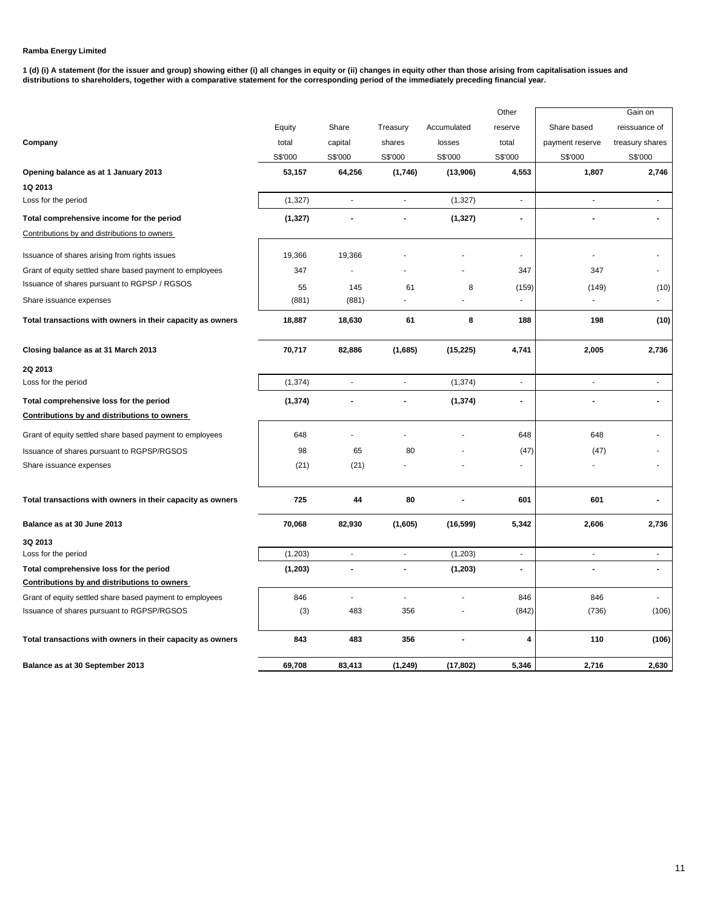**Ramba Energy Limited**

**1 (d) (i) A statement (for the issuer and group) showing either (i) all changes in equity or (ii) changes in equity other than those arising from capitalisation issues and distributions to shareholders, together with a comparative statement for the corresponding period of the immediately preceding financial year.**

| Company | Equity total S$'000 | Share capital S$'000 | Treasury shares S$'000 | Accumulated losses S$'000 | Other reserve total S$'000 | Share based payment reserve S$'000 | Gain on reissuance of treasury shares S$'000 |
|---|---|---|---|---|---|---|---|
| **Opening balance as at 1 January 2013** | **53,157** | **64,256** | **(1,746)** | **(13,906)** | **4,553** | **1,807** | **2,746** |
| **1Q 2013** | | | | | | | |
| Loss for the period | (1,327) | - | - | (1,327) | - | - | - |
| **Total comprehensive income for the period** | **(1,327)** | **-** | **-** | **(1,327)** | **-** | **-** | **-** |
| Contributions by and distributions to owners | | | | | | | |
| Issuance of shares arising from rights issues | 19,366 | 19,366 | - | - | - | - | - |
| Grant of equity settled share based payment to employees | 347 | - | - | - | 347 | 347 | - |
| Issuance of shares pursuant to RGPSP / RGSOS | 55 | 145 | 61 | 8 | (159) | (149) | (10) |
| Share issuance expenses | (881) | (881) | - | - | - | - | - |
| **Total transactions with owners in their capacity as owners** | **18,887** | **18,630** | **61** | **8** | **188** | **198** | **(10)** |
| **Closing balance as at 31 March 2013** | **70,717** | **82,886** | **(1,685)** | **(15,225)** | **4,741** | **2,005** | **2,736** |
| **2Q 2013** | | | | | | | |
| Loss for the period | (1,374) | - | - | (1,374) | - | - | - |
| **Total comprehensive loss for the period** | **(1,374)** | **-** | **-** | **(1,374)** | **-** | **-** | **-** |
| **Contributions by and distributions to owners** | | | | | | | |
| Grant of equity settled share based payment to employees | 648 | - | - | - | 648 | 648 | - |
| Issuance of shares pursuant to RGPSP/RGSOS | 98 | 65 | 80 | - | (47) | (47) | - |
| Share issuance expenses | (21) | (21) | - | - | - | - | - |
| **Total transactions with owners in their capacity as owners** | **725** | **44** | **80** | **-** | **601** | **601** | **-** |
| **Balance as at 30 June 2013** | **70,068** | **82,930** | **(1,605)** | **(16,599)** | **5,342** | **2,606** | **2,736** |
| **3Q 2013** | | | | | | | |
| Loss for the period | (1,203) | - | - | (1,203) | - | - | - |
| **Total comprehensive loss for the period** | **(1,203)** | **-** | **-** | **(1,203)** | **-** | **-** | **-** |
| **Contributions by and distributions to owners** | | | | | | | |
| Grant of equity settled share based payment to employees | 846 | - | - | - | 846 | 846 | - |
| Issuance of shares pursuant to RGPSP/RGSOS | (3) | 483 | 356 | - | (842) | (736) | (106) |
| **Total transactions with owners in their capacity as owners** | **843** | **483** | **356** | **-** | **4** | **110** | **(106)** |
| **Balance as at 30 September 2013** | **69,708** | **83,413** | **(1,249)** | **(17,802)** | **5,346** | **2,716** | **2,630** |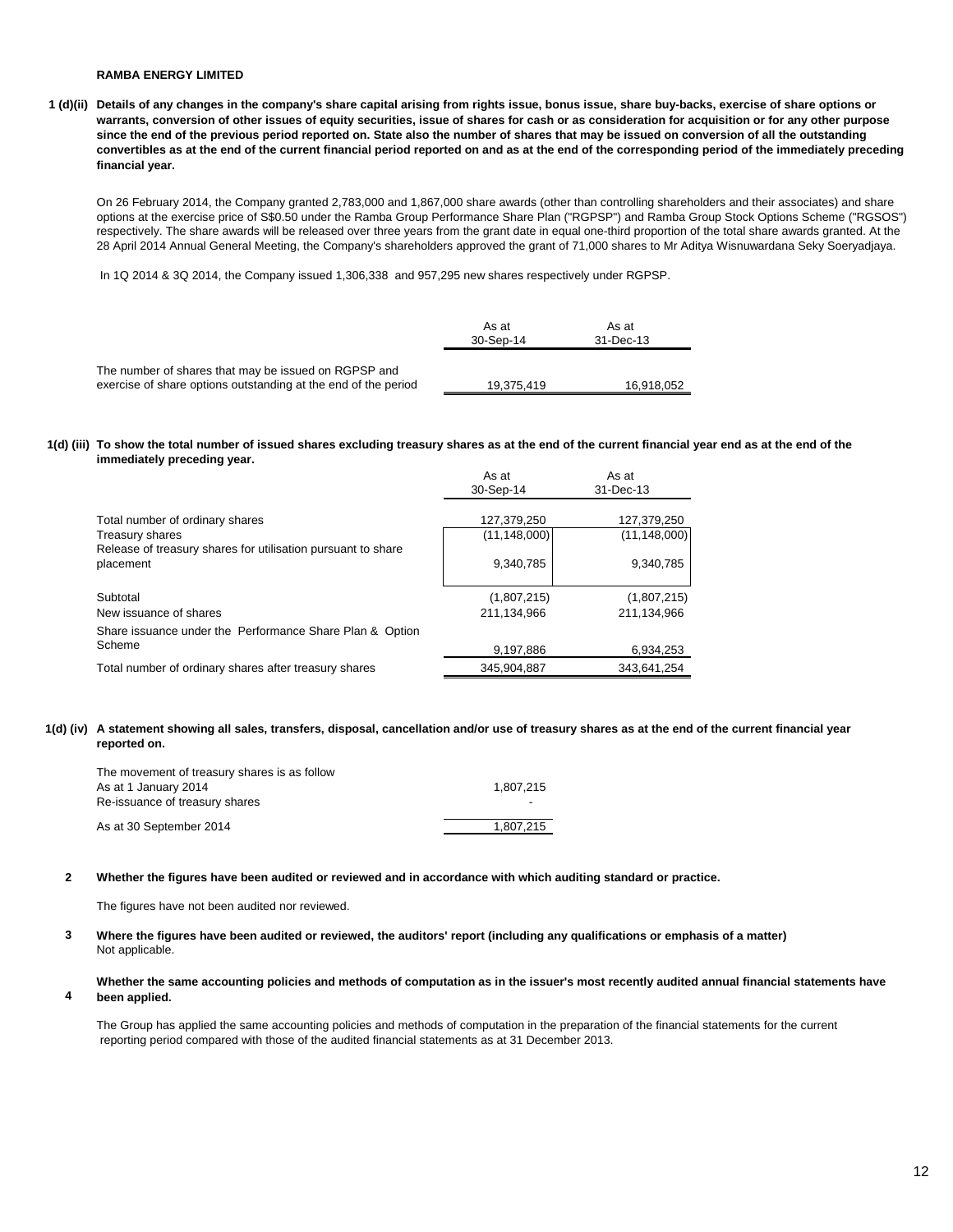**RAMBA ENERGY LIMITED**

**1 (d)(ii) Details of any changes in the company's share capital arising from rights issue, bonus issue, share buy-backs, exercise of share options or warrants, conversion of other issues of equity securities, issue of shares for cash or as consideration for acquisition or for any other purpose since the end of the previous period reported on. State also the number of shares that may be issued on conversion of all the outstanding convertibles as at the end of the current financial period reported on and as at the end of the corresponding period of the immediately preceding financial year.**

On 26 February 2014, the Company granted 2,783,000 and 1,867,000 share awards (other than controlling shareholders and their associates) and share options at the exercise price of S$0.50 under the Ramba Group Performance Share Plan ("RGPSP") and Ramba Group Stock Options Scheme ("RGSOS") respectively. The share awards will be released over three years from the grant date in equal one-third proportion of the total share awards granted. At the 28 April 2014 Annual General Meeting, the Company's shareholders approved the grant of 71,000 shares to Mr Aditya Wisnuwardana Seky Soeryadjaya.

In 1Q 2014 & 3Q 2014, the Company issued 1,306,338 and 957,295 new shares respectively under RGPSP.

| | As at 30-Sep-14 | As at 31-Dec-13 |
|---|---|---|
| The number of shares that may be issued on RGPSP and exercise of share options outstanding at the end of the period | 19,375,419 | 16,918,052 |

**1(d) (iii) To show the total number of issued shares excluding treasury shares as at the end of the current financial year end as at the end of the immediately preceding year.**

| | As at 30-Sep-14 | As at 31-Dec-13 |
|---|---|---|
| Total number of ordinary shares | 127,379,250 | 127,379,250 |
| Treasury shares | (11,148,000) | (11,148,000) |
| Release of treasury shares for utilisation pursuant to share placement | 9,340,785 | 9,340,785 |
| Subtotal | (1,807,215) | (1,807,215) |
| New issuance of shares | 211,134,966 | 211,134,966 |
| Share issuance under the Performance Share Plan & Option Scheme | 9,197,886 | 6,934,253 |
| Total number of ordinary shares after treasury shares | 345,904,887 | 343,641,254 |

**1(d) (iv) A statement showing all sales, transfers, disposal, cancellation and/or use of treasury shares as at the end of the current financial year reported on.**

| The movement of treasury shares is as follow | |
|---|---|
| As at 1 January 2014 | 1,807,215 |
| Re-issuance of treasury shares | - |
| As at 30 September 2014 | 1,807,215 |

**2 Whether the figures have been audited or reviewed and in accordance with which auditing standard or practice.**

The figures have not been audited nor reviewed.

**3 Where the figures have been audited or reviewed, the auditors' report (including any qualifications or emphasis of a matter)**

Not applicable.

**4 Whether the same accounting policies and methods of computation as in the issuer's most recently audited annual financial statements have been applied.**

The Group has applied the same accounting policies and methods of computation in the preparation of the financial statements for the current reporting period compared with those of the audited financial statements as at 31 December 2013.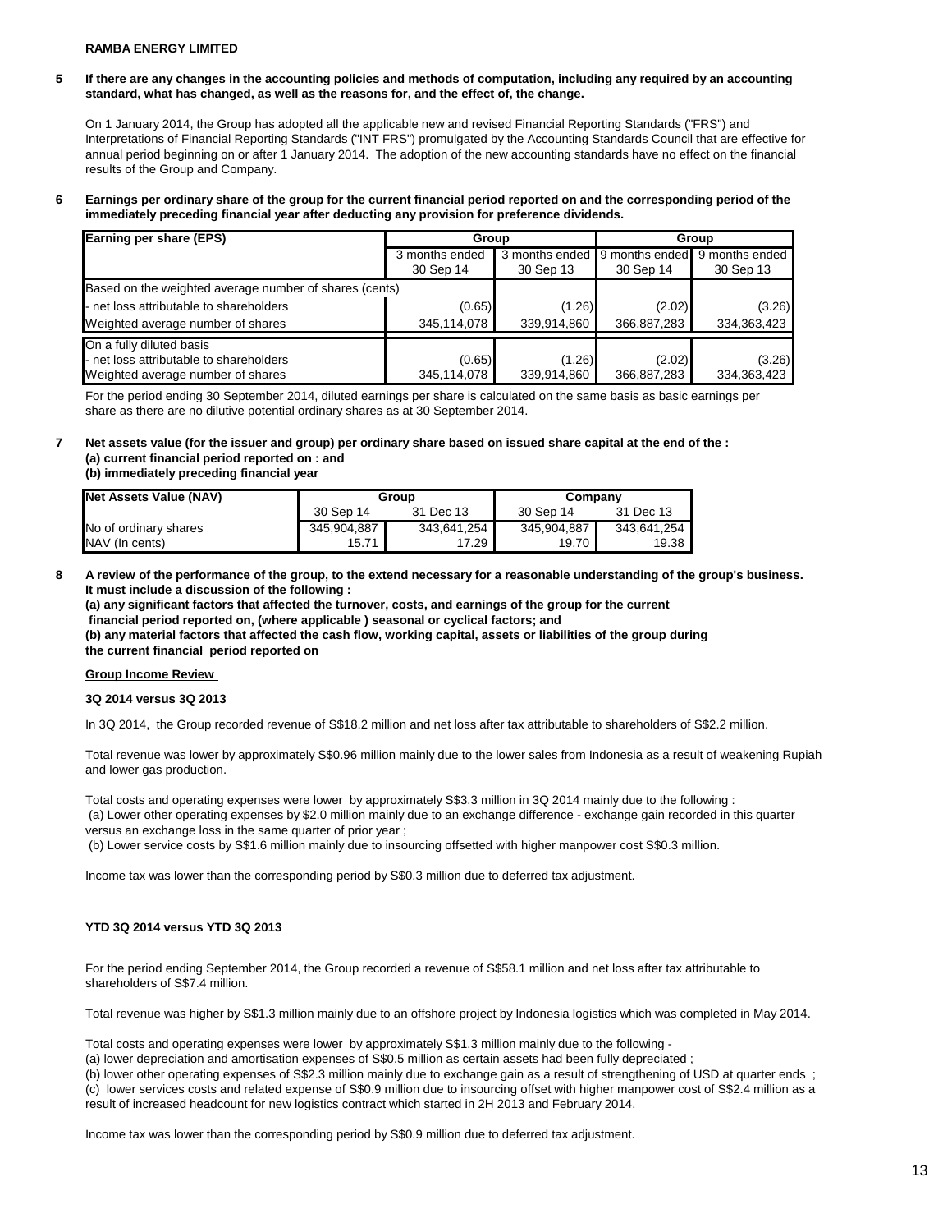**RAMBA ENERGY LIMITED**

**5 If there are any changes in the accounting policies and methods of computation, including any required by an accounting standard, what has changed, as well as the reasons for, and the effect of, the change.**

On 1 January 2014, the Group has adopted all the applicable new and revised Financial Reporting Standards ("FRS") and Interpretations of Financial Reporting Standards ("INT FRS") promulgated by the Accounting Standards Council that are effective for annual period beginning on or after 1 January 2014. The adoption of the new accounting standards have no effect on the financial results of the Group and Company.

**6 Earnings per ordinary share of the group for the current financial period reported on and the corresponding period of the immediately preceding financial year after deducting any provision for preference dividends.**

| Earning per share (EPS) | Group | | Group | |
|---|---|---|---|---|
| | 3 months ended 30 Sep 14 | 3 months ended 30 Sep 13 | 9 months ended 30 Sep 14 | 9 months ended 30 Sep 13 |
| Based on the weighted average number of shares (cents) | | | | |
| - net loss attributable to shareholders | (0.65) | (1.26) | (2.02) | (3.26) |
| Weighted average number of shares | 345,114,078 | 339,914,860 | 366,887,283 | 334,363,423 |
| On a fully diluted basis | | | | |
| - net loss attributable to shareholders | (0.65) | (1.26) | (2.02) | (3.26) |
| Weighted average number of shares | 345,114,078 | 339,914,860 | 366,887,283 | 334,363,423 |

For the period ending 30 September 2014, diluted earnings per share is calculated on the same basis as basic earnings per share as there are no dilutive potential ordinary shares as at 30 September 2014.

**7 Net assets value (for the issuer and group) per ordinary share based on issued share capital at the end of the :**
**(a) current financial period reported on : and**
**(b) immediately preceding financial year**

| Net Assets Value (NAV) | Group | | Company | |
|---|---|---|---|---|
| | 30 Sep 14 | 31 Dec 13 | 30 Sep 14 | 31 Dec 13 |
| No of ordinary shares | 345,904,887 | 343,641,254 | 345,904,887 | 343,641,254 |
| NAV (In cents) | 15.71 | 17.29 | 19.70 | 19.38 |

**8 A review of the performance of the group, to the extend necessary for a reasonable understanding of the group's business. It must include a discussion of the following :**
**(a) any significant factors that affected the turnover, costs, and earnings of the group for the current financial period reported on, (where applicable ) seasonal or cyclical factors; and**
**(b) any material factors that affected the cash flow, working capital, assets or liabilities of the group during the current financial period reported on**

**Group Income Review**

**3Q 2014 versus 3Q 2013**

In 3Q 2014, the Group recorded revenue of S$18.2 million and net loss after tax attributable to shareholders of S$2.2 million.

Total revenue was lower by approximately S$0.96 million mainly due to the lower sales from Indonesia as a result of weakening Rupiah and lower gas production.

Total costs and operating expenses were lower by approximately S$3.3 million in 3Q 2014 mainly due to the following :
(a) Lower other operating expenses by $2.0 million mainly due to an exchange difference - exchange gain recorded in this quarter versus an exchange loss in the same quarter of prior year ;
(b) Lower service costs by S$1.6 million mainly due to insourcing offsetted with higher manpower cost S$0.3 million.

Income tax was lower than the corresponding period by S$0.3 million due to deferred tax adjustment.

**YTD 3Q 2014 versus YTD 3Q 2013**

For the period ending September 2014, the Group recorded a revenue of S$58.1 million and net loss after tax attributable to shareholders of S$7.4 million.

Total revenue was higher by S$1.3 million mainly due to an offshore project by Indonesia logistics which was completed in May 2014.

Total costs and operating expenses were lower by approximately S$1.3 million mainly due to the following -
(a) lower depreciation and amortisation expenses of S$0.5 million as certain assets had been fully depreciated ;
(b) lower other operating expenses of S$2.3 million mainly due to exchange gain as a result of strengthening of USD at quarter ends ;
(c) lower services costs and related expense of S$0.9 million due to insourcing offset with higher manpower cost of S$2.4 million as a result of increased headcount for new logistics contract which started in 2H 2013 and February 2014.

Income tax was lower than the corresponding period by S$0.9 million due to deferred tax adjustment.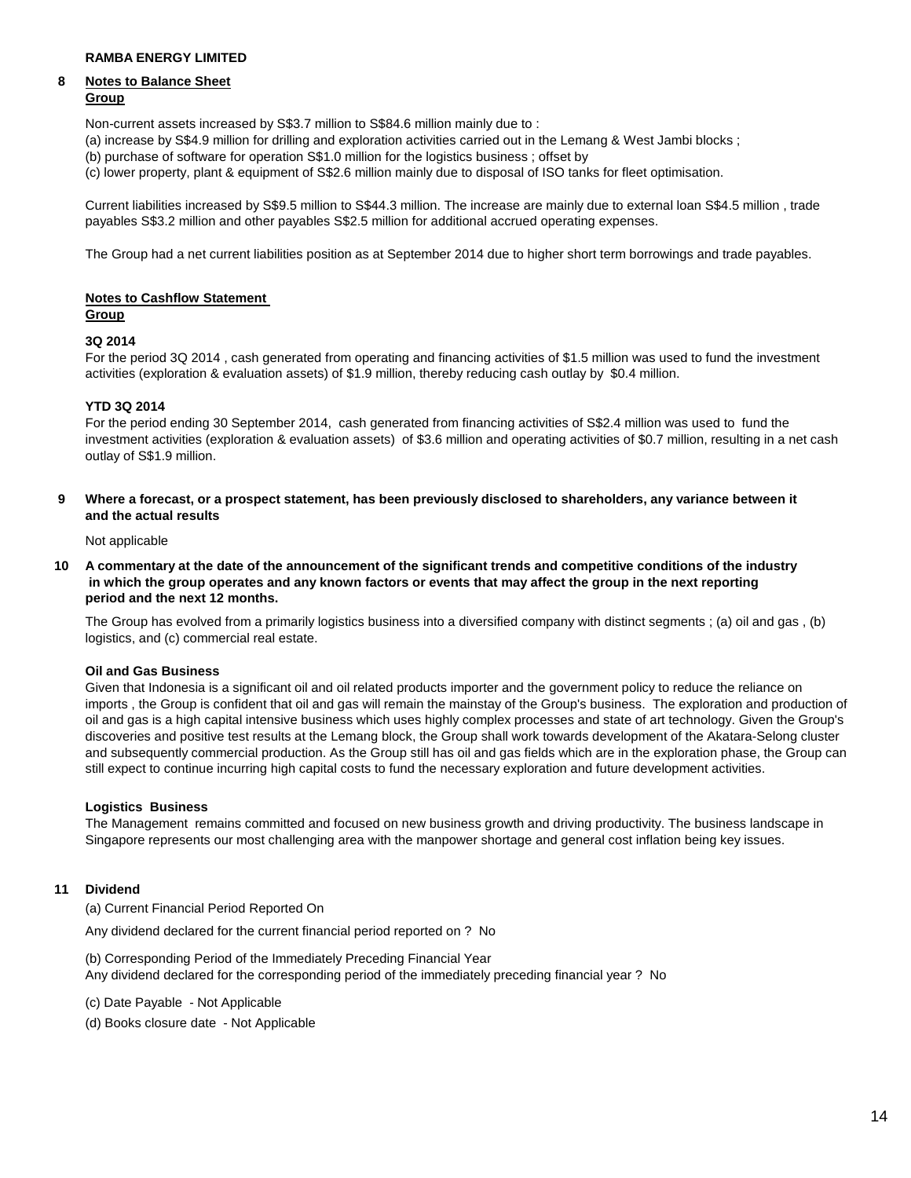**RAMBA ENERGY LIMITED**

**8 Notes to Balance Sheet**
**Group**

Non-current assets increased by S$3.7 million to S$84.6 million mainly due to :
(a) increase by S$4.9 million for drilling and exploration activities carried out in the Lemang & West Jambi blocks ;
(b) purchase of software for operation S$1.0 million for the logistics business ; offset by
(c) lower property, plant & equipment of S$2.6 million mainly due to disposal of ISO tanks for fleet optimisation.

Current liabilities increased by S$9.5 million to S$44.3 million. The increase are mainly due to external loan S$4.5 million , trade payables S$3.2 million and other payables S$2.5 million for additional accrued operating expenses.

The Group had a net current liabilities position as at September 2014 due to higher short term borrowings and trade payables.

**Notes to Cashflow Statement**
**Group**

**3Q 2014**
For the period 3Q 2014 , cash generated from operating and financing activities of $1.5 million was used to fund the investment activities (exploration & evaluation assets) of $1.9 million, thereby reducing cash outlay by $0.4 million.

**YTD 3Q 2014**
For the period ending 30 September 2014, cash generated from financing activities of S$2.4 million was used to fund the investment activities (exploration & evaluation assets) of $3.6 million and operating activities of $0.7 million, resulting in a net cash outlay of S$1.9 million.

**9 Where a forecast, or a prospect statement, has been previously disclosed to shareholders, any variance between it and the actual results**

Not applicable

**10 A commentary at the date of the announcement of the significant trends and competitive conditions of the industry in which the group operates and any known factors or events that may affect the group in the next reporting period and the next 12 months.**

The Group has evolved from a primarily logistics business into a diversified company with distinct segments ; (a) oil and gas , (b) logistics, and (c) commercial real estate.

**Oil and Gas Business**
Given that Indonesia is a significant oil and oil related products importer and the government policy to reduce the reliance on imports , the Group is confident that oil and gas will remain the mainstay of the Group's business. The exploration and production of oil and gas is a high capital intensive business which uses highly complex processes and state of art technology. Given the Group's discoveries and positive test results at the Lemang block, the Group shall work towards development of the Akatara-Selong cluster and subsequently commercial production. As the Group still has oil and gas fields which are in the exploration phase, the Group can still expect to continue incurring high capital costs to fund the necessary exploration and future development activities.

**Logistics Business**
The Management remains committed and focused on new business growth and driving productivity. The business landscape in Singapore represents our most challenging area with the manpower shortage and general cost inflation being key issues.

**11 Dividend**

(a) Current Financial Period Reported On

Any dividend declared for the current financial period reported on ? No

(b) Corresponding Period of the Immediately Preceding Financial Year
Any dividend declared for the corresponding period of the immediately preceding financial year ? No

(c) Date Payable - Not Applicable

(d) Books closure date - Not Applicable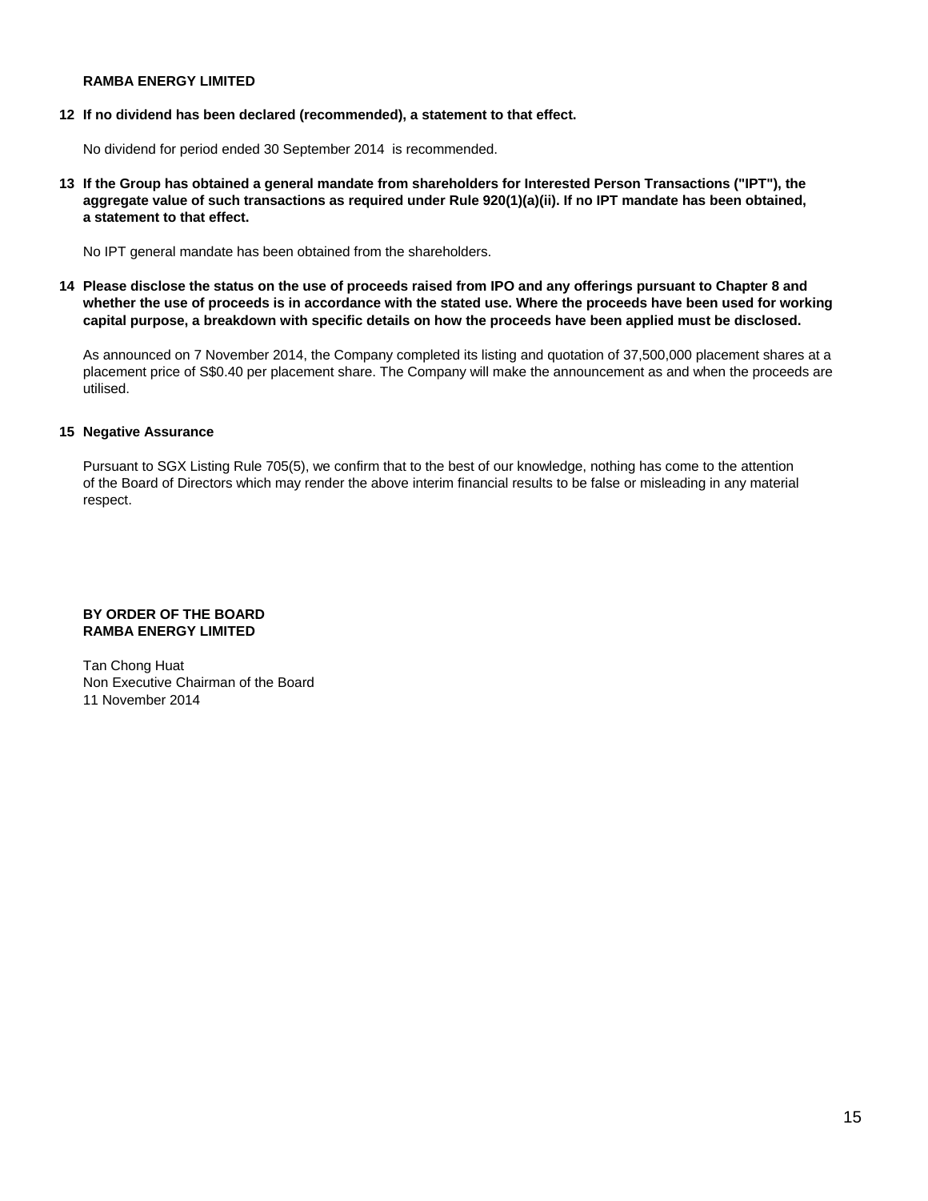**RAMBA ENERGY LIMITED**

**12 If no dividend has been declared (recommended), a statement to that effect.**

No dividend for period ended 30 September 2014 is recommended.

**13 If the Group has obtained a general mandate from shareholders for Interested Person Transactions ("IPT"), the aggregate value of such transactions as required under Rule 920(1)(a)(ii). If no IPT mandate has been obtained, a statement to that effect.**

No IPT general mandate has been obtained from the shareholders.

**14 Please disclose the status on the use of proceeds raised from IPO and any offerings pursuant to Chapter 8 and whether the use of proceeds is in accordance with the stated use. Where the proceeds have been used for working capital purpose, a breakdown with specific details on how the proceeds have been applied must be disclosed.**

As announced on 7 November 2014, the Company completed its listing and quotation of 37,500,000 placement shares at a placement price of S$0.40 per placement share. The Company will make the announcement as and when the proceeds are utilised.

**15 Negative Assurance**

Pursuant to SGX Listing Rule 705(5), we confirm that to the best of our knowledge, nothing has come to the attention of the Board of Directors which may render the above interim financial results to be false or misleading in any material respect.

**BY ORDER OF THE BOARD**
**RAMBA ENERGY LIMITED**

Tan Chong Huat
Non Executive Chairman of the Board
11 November 2014